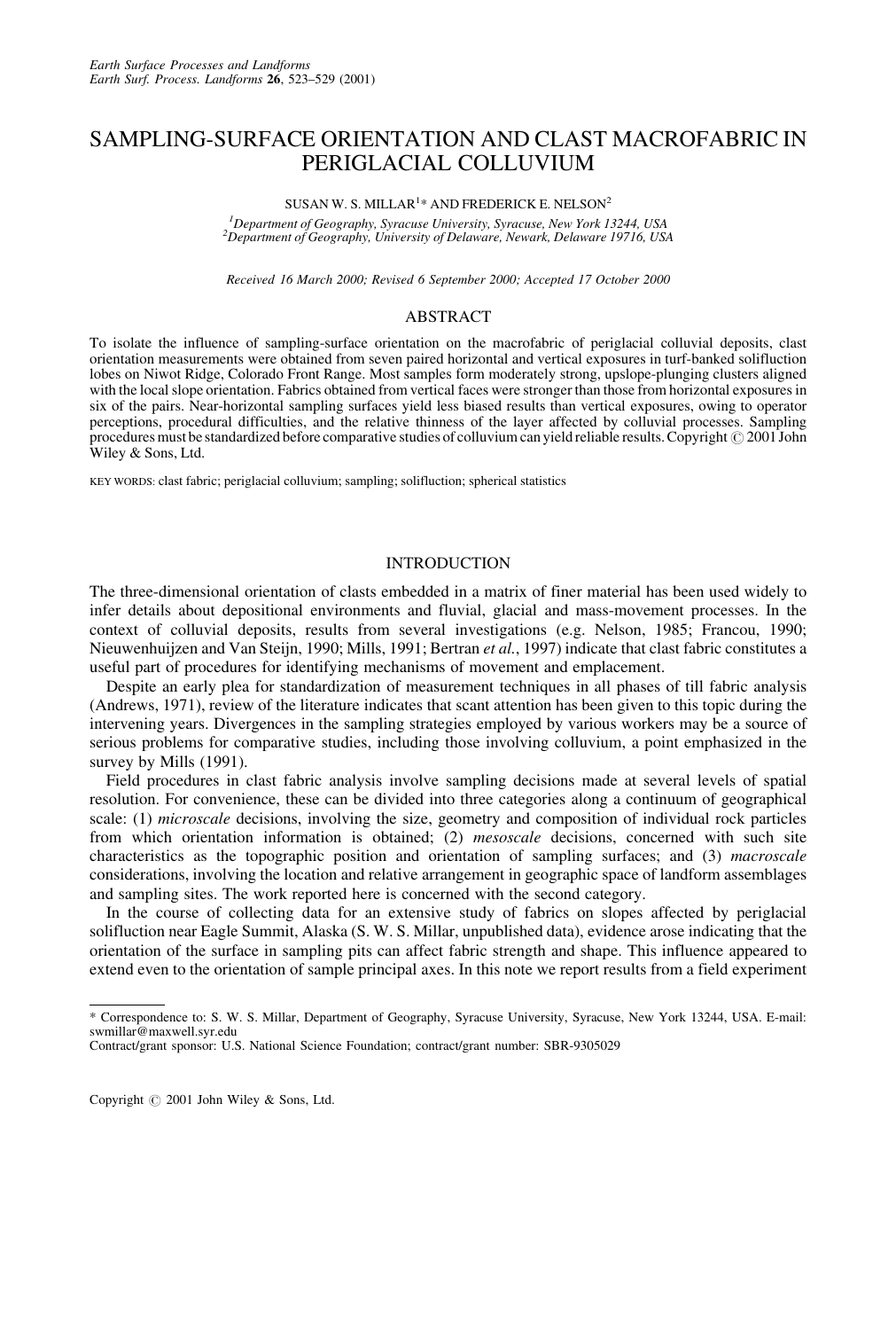# SAMPLING-SURFACE ORIENTATION AND CLAST MACROFABRIC IN PERIGLACIAL COLLUVIUM

SUSAN W. S. MILLAR[1]* AND FREDERICK E. NELSON[2]

[1]*Department of Geography, Syracuse University, Syracuse, New York 13244, USA*
[2]*Department of Geography, University of Delaware, Newark, Delaware 19716, USA*

*Received 16 March 2000; Revised 6 September 2000; Accepted 17 October 2000*

## ABSTRACT

To isolate the influence of sampling-surface orientation on the macrofabric of periglacial colluvial deposits, clast orientation measurements were obtained from seven paired horizontal and vertical exposures in turf-banked solifluction lobes on Niwot Ridge, Colorado Front Range. Most samples form moderately strong, upslope-plunging clusters aligned with the local slope orientation. Fabrics obtained from vertical faces were stronger than those from horizontal exposures in six of the pairs. Near-horizontal sampling surfaces yield less biased results than vertical exposures, owing to operator perceptions, procedural difficulties, and the relative thinness of the layer affected by colluvial processes. Sampling procedures must be standardized before comparative studies of colluvium can yield reliable results. Copyright © 2001 John Wiley & Sons, Ltd.

KEY WORDS: clast fabric; periglacial colluvium; sampling; solifluction; spherical statistics

## INTRODUCTION

The three-dimensional orientation of clasts embedded in a matrix of finer material has been used widely to infer details about depositional environments and fluvial, glacial and mass-movement processes. In the context of colluvial deposits, results from several investigations (e.g. Nelson, 1985; Francou, 1990; Nieuwenhuijzen and Van Steijn, 1990; Mills, 1991; Bertran *et al.*, 1997) indicate that clast fabric constitutes a useful part of procedures for identifying mechanisms of movement and emplacement.

Despite an early plea for standardization of measurement techniques in all phases of till fabric analysis (Andrews, 1971), review of the literature indicates that scant attention has been given to this topic during the intervening years. Divergences in the sampling strategies employed by various workers may be a source of serious problems for comparative studies, including those involving colluvium, a point emphasized in the survey by Mills (1991).

Field procedures in clast fabric analysis involve sampling decisions made at several levels of spatial resolution. For convenience, these can be divided into three categories along a continuum of geographical scale: (1) *microscale* decisions, involving the size, geometry and composition of individual rock particles from which orientation information is obtained; (2) *mesoscale* decisions, concerned with such site characteristics as the topographic position and orientation of sampling surfaces; and (3) *macroscale* considerations, involving the location and relative arrangement in geographic space of landform assemblages and sampling sites. The work reported here is concerned with the second category.

In the course of collecting data for an extensive study of fabrics on slopes affected by periglacial solifluction near Eagle Summit, Alaska (S. W. S. Millar, unpublished data), evidence arose indicating that the orientation of the surface in sampling pits can affect fabric strength and shape. This influence appeared to extend even to the orientation of sample principal axes. In this note we report results from a field experiment

---

\* Correspondence to: S. W. S. Millar, Department of Geography, Syracuse University, Syracuse, New York 13244, USA. E-mail: swmillar@maxwell.syr.edu

Contract/grant sponsor: U.S. National Science Foundation; contract/grant number: SBR-9305029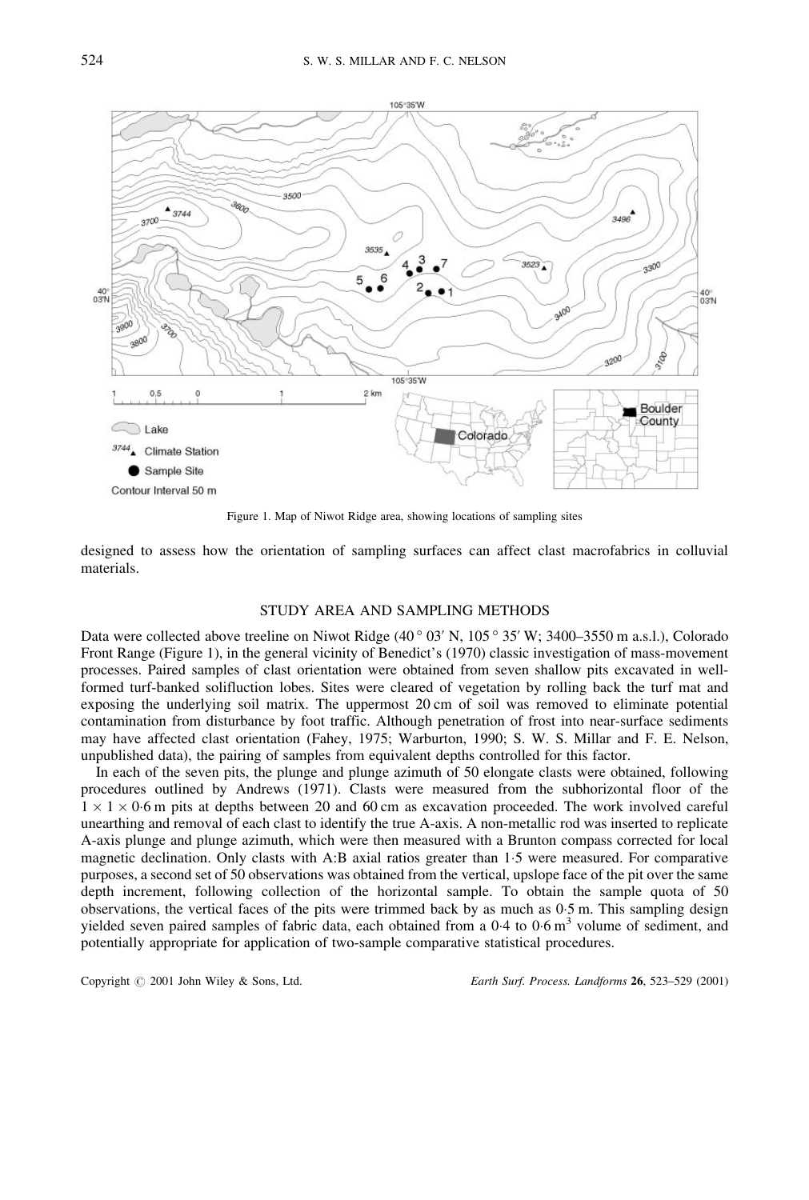Figure 1. Map of Niwot Ridge area, showing locations of sampling sites

designed to assess how the orientation of sampling surfaces can affect clast macrofabrics in colluvial materials.

## STUDY AREA AND SAMPLING METHODS

Data were collected above treeline on Niwot Ridge (40° 03′ N, 105° 35′ W; 3400–3550 m a.s.l.), Colorado Front Range (Figure 1), in the general vicinity of Benedict's (1970) classic investigation of mass-movement processes. Paired samples of clast orientation were obtained from seven shallow pits excavated in well-formed turf-banked solifluction lobes. Sites were cleared of vegetation by rolling back the turf mat and exposing the underlying soil matrix. The uppermost 20 cm of soil was removed to eliminate potential contamination from disturbance by foot traffic. Although penetration of frost into near-surface sediments may have affected clast orientation (Fahey, 1975; Warburton, 1990; S. W. S. Millar and F. E. Nelson, unpublished data), the pairing of samples from equivalent depths controlled for this factor.

In each of the seven pits, the plunge and plunge azimuth of 50 elongate clasts were obtained, following procedures outlined by Andrews (1971). Clasts were measured from the subhorizontal floor of the $1 \times 1 \times 0{\cdot}6$ m pits at depths between 20 and 60 cm as excavation proceeded. The work involved careful unearthing and removal of each clast to identify the true A-axis. A non-metallic rod was inserted to replicate A-axis plunge and plunge azimuth, which were then measured with a Brunton compass corrected for local magnetic declination. Only clasts with A:B axial ratios greater than 1·5 were measured. For comparative purposes, a second set of 50 observations was obtained from the vertical, upslope face of the pit over the same depth increment, following collection of the horizontal sample. To obtain the sample quota of 50 observations, the vertical faces of the pits were trimmed back by as much as 0·5 m. This sampling design yielded seven paired samples of fabric data, each obtained from a 0·4 to 0·6 $m^3$ volume of sediment, and potentially appropriate for application of two-sample comparative statistical procedures.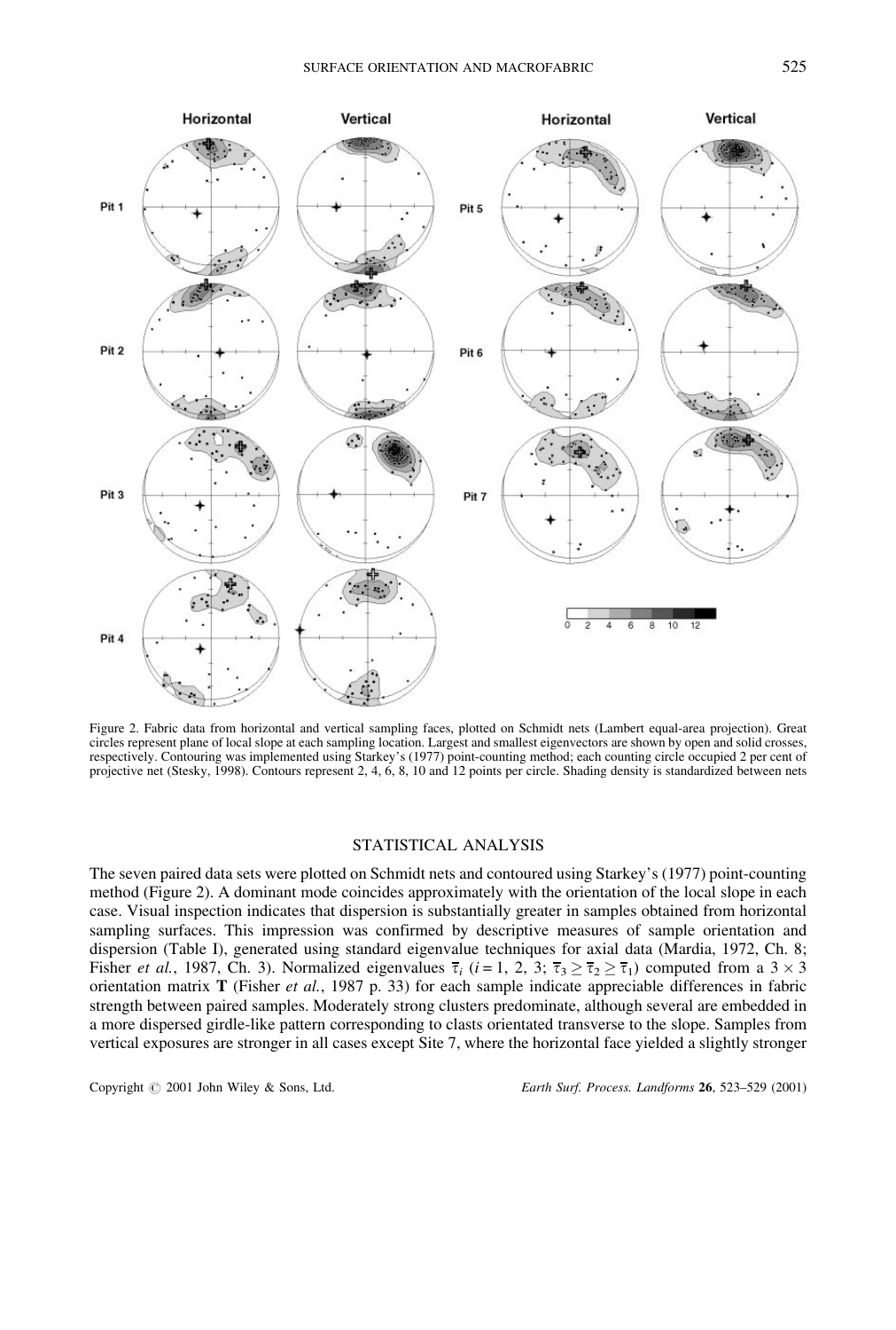Figure 2. Fabric data from horizontal and vertical sampling faces, plotted on Schmidt nets (Lambert equal-area projection). Great circles represent plane of local slope at each sampling location. Largest and smallest eigenvectors are shown by open and solid crosses, respectively. Contouring was implemented using Starkey's (1977) point-counting method; each counting circle occupied 2 per cent of projective net (Stesky, 1998). Contours represent 2, 4, 6, 8, 10 and 12 points per circle. Shading density is standardized between nets

## STATISTICAL ANALYSIS

The seven paired data sets were plotted on Schmidt nets and contoured using Starkey's (1977) point-counting method (Figure 2). A dominant mode coincides approximately with the orientation of the local slope in each case. Visual inspection indicates that dispersion is substantially greater in samples obtained from horizontal sampling surfaces. This impression was confirmed by descriptive measures of sample orientation and dispersion (Table I), generated using standard eigenvalue techniques for axial data (Mardia, 1972, Ch. 8; Fisher *et al.*, 1987, Ch. 3). Normalized eigenvalues $\bar{\tau}_i$ ($i = 1, 2, 3$; $\bar{\tau}_3 \geq \bar{\tau}_2 \geq \bar{\tau}_1$) computed from a $3 \times 3$ orientation matrix **T** (Fisher *et al.*, 1987 p. 33) for each sample indicate appreciable differences in fabric strength between paired samples. Moderately strong clusters predominate, although several are embedded in a more dispersed girdle-like pattern corresponding to clasts orientated transverse to the slope. Samples from vertical exposures are stronger in all cases except Site 7, where the horizontal face yielded a slightly stronger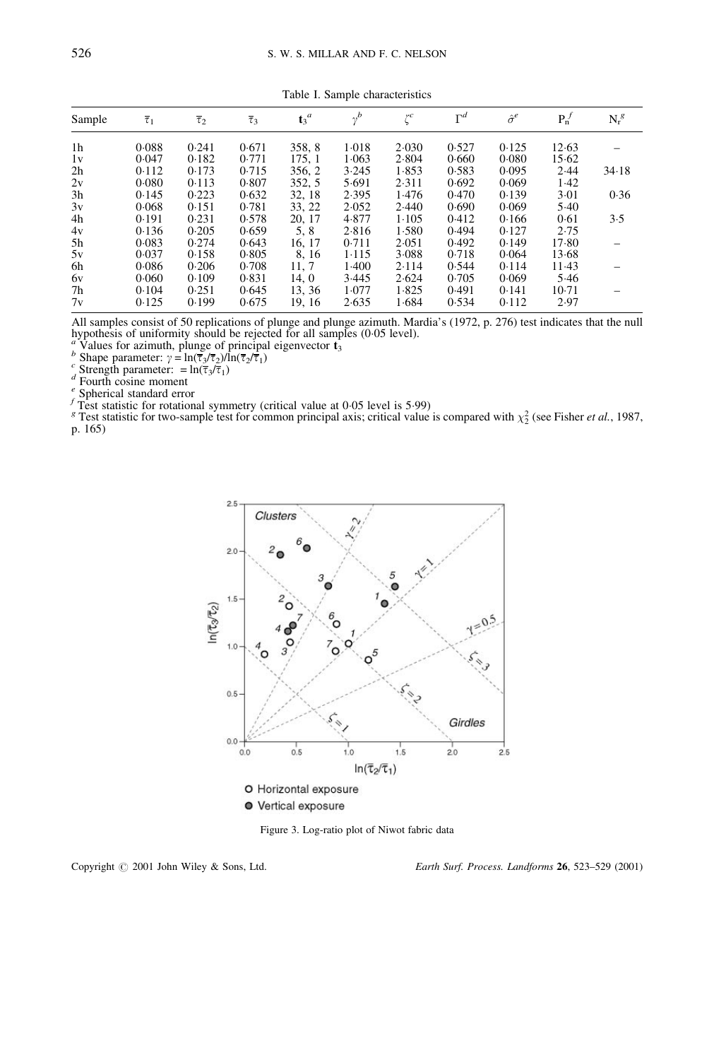Table I. Sample characteristics

| Sample | $\bar{\tau}_1$ | $\bar{\tau}_2$ | $\bar{\tau}_3$ | $\mathbf{t}_3$[a] | $\gamma$[b] | $\zeta$[c] | $\Gamma$[d] | $\hat{\sigma}$[e] | $P_n$[f] | $N_r$[g] |
|---|---|---|---|---|---|---|---|---|---|---|
| 1h | 0·088 | 0·241 | 0·671 | 358, 8 | 1·018 | 2·030 | 0·527 | 0·125 | 12·63 | – |
| 1v | 0·047 | 0·182 | 0·771 | 175, 1 | 1·063 | 2·804 | 0·660 | 0·080 | 15·62 | |
| 2h | 0·112 | 0·173 | 0·715 | 356, 2 | 3·245 | 1·853 | 0·583 | 0·095 | 2·44 | 34·18 |
| 2v | 0·080 | 0·113 | 0·807 | 352, 5 | 5·691 | 2·311 | 0·692 | 0·069 | 1·42 | |
| 3h | 0·145 | 0·223 | 0·632 | 32, 18 | 2·395 | 1·476 | 0·470 | 0·139 | 3·01 | 0·36 |
| 3v | 0·068 | 0·151 | 0·781 | 33, 22 | 2·052 | 2·440 | 0·690 | 0·069 | 5·40 | |
| 4h | 0·191 | 0·231 | 0·578 | 20, 17 | 4·877 | 1·105 | 0·412 | 0·166 | 0·61 | 3·5 |
| 4v | 0·136 | 0·205 | 0·659 | 5, 8 | 2·816 | 1·580 | 0·494 | 0·127 | 2·75 | |
| 5h | 0·083 | 0·274 | 0·643 | 16, 17 | 0·711 | 2·051 | 0·492 | 0·149 | 17·80 | – |
| 5v | 0·037 | 0·158 | 0·805 | 8, 16 | 1·115 | 3·088 | 0·718 | 0·064 | 13·68 | |
| 6h | 0·086 | 0·206 | 0·708 | 11, 7 | 1·400 | 2·114 | 0·544 | 0·114 | 11·43 | – |
| 6v | 0·060 | 0·109 | 0·831 | 14, 0 | 3·445 | 2·624 | 0·705 | 0·069 | 5·46 | |
| 7h | 0·104 | 0·251 | 0·645 | 13, 36 | 1·077 | 1·825 | 0·491 | 0·141 | 10·71 | – |
| 7v | 0·125 | 0·199 | 0·675 | 19, 16 | 2·635 | 1·684 | 0·534 | 0·112 | 2·97 | |

All samples consist of 50 replications of plunge and plunge azimuth. Mardia's (1972, p. 276) test indicates that the null hypothesis of uniformity should be rejected for all samples (0·05 level).

[a] Values for azimuth, plunge of principal eigenvector $\mathbf{t}_3$

[b] Shape parameter: $\gamma = \ln(\bar{\tau}_3/\bar{\tau}_2)/\ln(\bar{\tau}_2/\bar{\tau}_1)$

[c] Strength parameter: $= \ln(\bar{\tau}_3/\bar{\tau}_1)$

[d] Fourth cosine moment

[e] Spherical standard error

[f] Test statistic for rotational symmetry (critical value at 0·05 level is 5·99)

[g] Test statistic for two-sample test for common principal axis; critical value is compared with $\chi^2_2$ (see Fisher *et al.*, 1987, p. 165)

Figure 3. Log-ratio plot of Niwot fabric data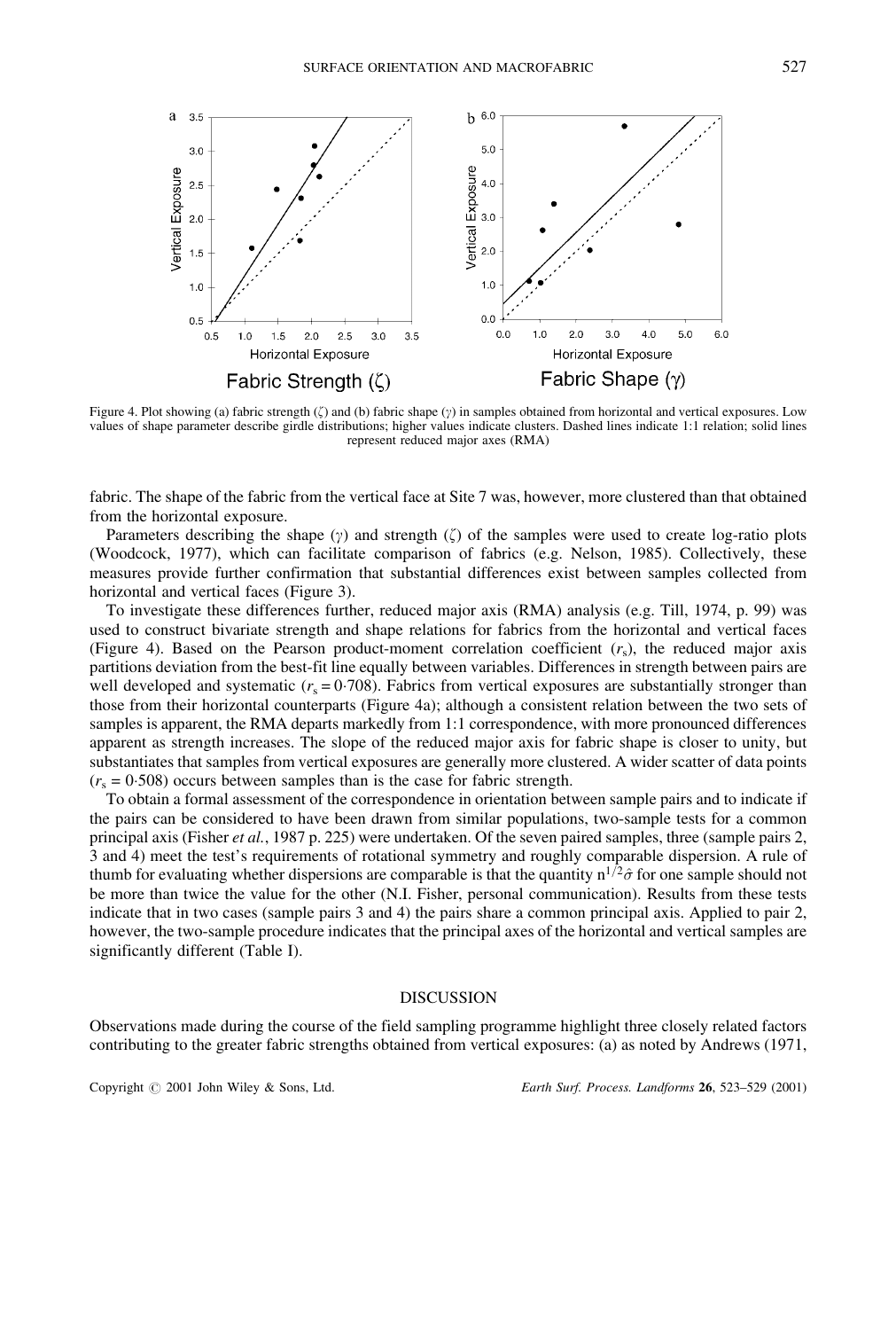Figure 4. Plot showing (a) fabric strength ($\zeta$) and (b) fabric shape ($\gamma$) in samples obtained from horizontal and vertical exposures. Low values of shape parameter describe girdle distributions; higher values indicate clusters. Dashed lines indicate 1:1 relation; solid lines represent reduced major axes (RMA)

fabric. The shape of the fabric from the vertical face at Site 7 was, however, more clustered than that obtained from the horizontal exposure.

Parameters describing the shape ($\gamma$) and strength ($\zeta$) of the samples were used to create log-ratio plots (Woodcock, 1977), which can facilitate comparison of fabrics (e.g. Nelson, 1985). Collectively, these measures provide further confirmation that substantial differences exist between samples collected from horizontal and vertical faces (Figure 3).

To investigate these differences further, reduced major axis (RMA) analysis (e.g. Till, 1974, p. 99) was used to construct bivariate strength and shape relations for fabrics from the horizontal and vertical faces (Figure 4). Based on the Pearson product-moment correlation coefficient ($r_s$), the reduced major axis partitions deviation from the best-fit line equally between variables. Differences in strength between pairs are well developed and systematic ($r_s = 0{\cdot}708$). Fabrics from vertical exposures are substantially stronger than those from their horizontal counterparts (Figure 4a); although a consistent relation between the two sets of samples is apparent, the RMA departs markedly from 1:1 correspondence, with more pronounced differences apparent as strength increases. The slope of the reduced major axis for fabric shape is closer to unity, but substantiates that samples from vertical exposures are generally more clustered. A wider scatter of data points ($r_s = 0{\cdot}508$) occurs between samples than is the case for fabric strength.

To obtain a formal assessment of the correspondence in orientation between sample pairs and to indicate if the pairs can be considered to have been drawn from similar populations, two-sample tests for a common principal axis (Fisher *et al.*, 1987 p. 225) were undertaken. Of the seven paired samples, three (sample pairs 2, 3 and 4) meet the test's requirements of rotational symmetry and roughly comparable dispersion. A rule of thumb for evaluating whether dispersions are comparable is that the quantity $n^{1/2}\hat{\sigma}$ for one sample should not be more than twice the value for the other (N.I. Fisher, personal communication). Results from these tests indicate that in two cases (sample pairs 3 and 4) the pairs share a common principal axis. Applied to pair 2, however, the two-sample procedure indicates that the principal axes of the horizontal and vertical samples are significantly different (Table I).

## DISCUSSION

Observations made during the course of the field sampling programme highlight three closely related factors contributing to the greater fabric strengths obtained from vertical exposures: (a) as noted by Andrews (1971,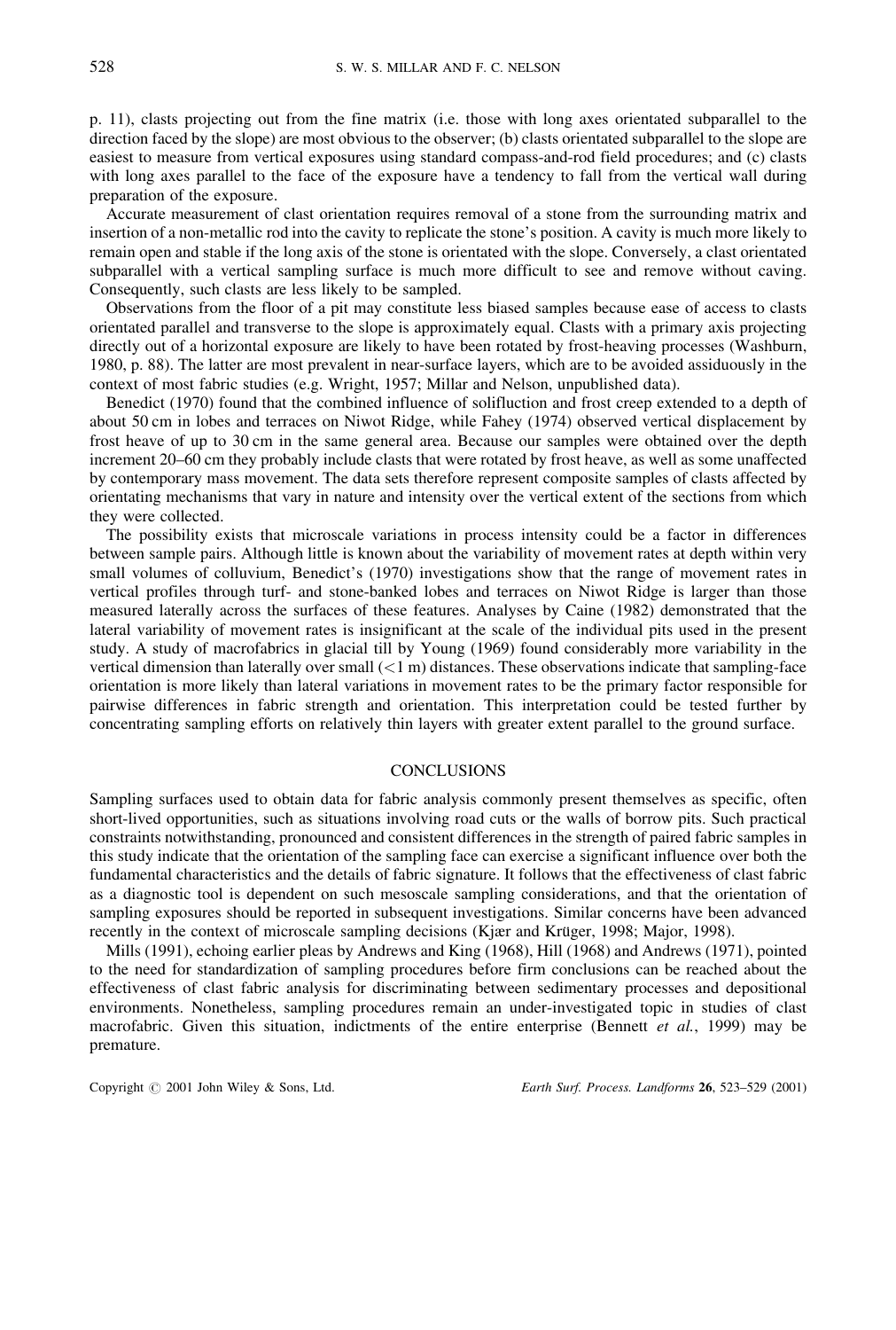p. 11), clasts projecting out from the fine matrix (i.e. those with long axes orientated subparallel to the direction faced by the slope) are most obvious to the observer; (b) clasts orientated subparallel to the slope are easiest to measure from vertical exposures using standard compass-and-rod field procedures; and (c) clasts with long axes parallel to the face of the exposure have a tendency to fall from the vertical wall during preparation of the exposure.

Accurate measurement of clast orientation requires removal of a stone from the surrounding matrix and insertion of a non-metallic rod into the cavity to replicate the stone's position. A cavity is much more likely to remain open and stable if the long axis of the stone is orientated with the slope. Conversely, a clast orientated subparallel with a vertical sampling surface is much more difficult to see and remove without caving. Consequently, such clasts are less likely to be sampled.

Observations from the floor of a pit may constitute less biased samples because ease of access to clasts orientated parallel and transverse to the slope is approximately equal. Clasts with a primary axis projecting directly out of a horizontal exposure are likely to have been rotated by frost-heaving processes (Washburn, 1980, p. 88). The latter are most prevalent in near-surface layers, which are to be avoided assiduously in the context of most fabric studies (e.g. Wright, 1957; Millar and Nelson, unpublished data).

Benedict (1970) found that the combined influence of solifluction and frost creep extended to a depth of about 50 cm in lobes and terraces on Niwot Ridge, while Fahey (1974) observed vertical displacement by frost heave of up to 30 cm in the same general area. Because our samples were obtained over the depth increment 20–60 cm they probably include clasts that were rotated by frost heave, as well as some unaffected by contemporary mass movement. The data sets therefore represent composite samples of clasts affected by orientating mechanisms that vary in nature and intensity over the vertical extent of the sections from which they were collected.

The possibility exists that microscale variations in process intensity could be a factor in differences between sample pairs. Although little is known about the variability of movement rates at depth within very small volumes of colluvium, Benedict's (1970) investigations show that the range of movement rates in vertical profiles through turf- and stone-banked lobes and terraces on Niwot Ridge is larger than those measured laterally across the surfaces of these features. Analyses by Caine (1982) demonstrated that the lateral variability of movement rates is insignificant at the scale of the individual pits used in the present study. A study of macrofabrics in glacial till by Young (1969) found considerably more variability in the vertical dimension than laterally over small (<1 m) distances. These observations indicate that sampling-face orientation is more likely than lateral variations in movement rates to be the primary factor responsible for pairwise differences in fabric strength and orientation. This interpretation could be tested further by concentrating sampling efforts on relatively thin layers with greater extent parallel to the ground surface.

## CONCLUSIONS

Sampling surfaces used to obtain data for fabric analysis commonly present themselves as specific, often short-lived opportunities, such as situations involving road cuts or the walls of borrow pits. Such practical constraints notwithstanding, pronounced and consistent differences in the strength of paired fabric samples in this study indicate that the orientation of the sampling face can exercise a significant influence over both the fundamental characteristics and the details of fabric signature. It follows that the effectiveness of clast fabric as a diagnostic tool is dependent on such mesoscale sampling considerations, and that the orientation of sampling exposures should be reported in subsequent investigations. Similar concerns have been advanced recently in the context of microscale sampling decisions (Kjær and Krüger, 1998; Major, 1998).

Mills (1991), echoing earlier pleas by Andrews and King (1968), Hill (1968) and Andrews (1971), pointed to the need for standardization of sampling procedures before firm conclusions can be reached about the effectiveness of clast fabric analysis for discriminating between sedimentary processes and depositional environments. Nonetheless, sampling procedures remain an under-investigated topic in studies of clast macrofabric. Given this situation, indictments of the entire enterprise (Bennett *et al.*, 1999) may be premature.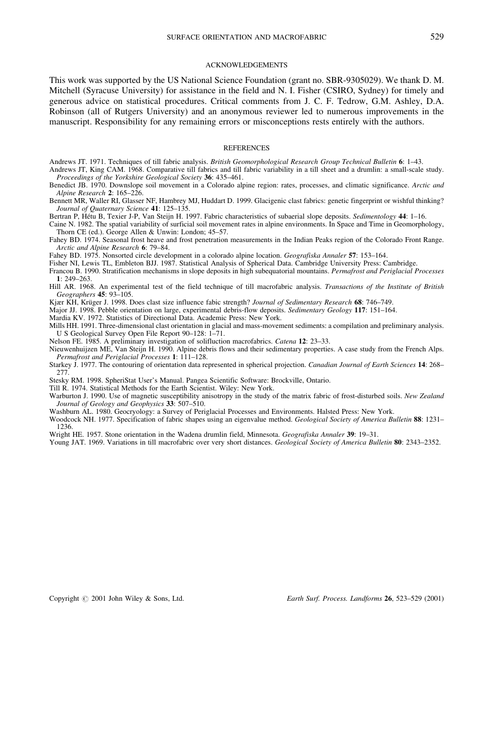## ACKNOWLEDGEMENTS

This work was supported by the US National Science Foundation (grant no. SBR-9305029). We thank D. M. Mitchell (Syracuse University) for assistance in the field and N. I. Fisher (CSIRO, Sydney) for timely and generous advice on statistical procedures. Critical comments from J. C. F. Tedrow, G.M. Ashley, D.A. Robinson (all of Rutgers University) and an anonymous reviewer led to numerous improvements in the manuscript. Responsibility for any remaining errors or misconceptions rests entirely with the authors.

## REFERENCES

Andrews JT. 1971. Techniques of till fabric analysis. *British Geomorphological Research Group Technical Bulletin* **6**: 1–43.

Andrews JT, King CAM. 1968. Comparative till fabrics and till fabric variability in a till sheet and a drumlin: a small-scale study. *Proceedings of the Yorkshire Geological Society* **36**: 435–461.

Benedict JB. 1970. Downslope soil movement in a Colorado alpine region: rates, processes, and climatic significance. *Arctic and Alpine Research* **2**: 165–226.

Bennett MR, Waller RI, Glasser NF, Hambrey MJ, Huddart D. 1999. Glacigenic clast fabrics: genetic fingerprint or wishful thinking? *Journal of Quaternary Science* **41**: 125–135.

Bertran P, Hétu B, Texier J-P, Van Steijn H. 1997. Fabric characteristics of subaerial slope deposits. *Sedimentology* **44**: 1–16.

Caine N. 1982. The spatial variability of surficial soil movement rates in alpine environments. In Space and Time in Geomorphology, Thorn CE (ed.). George Allen & Unwin: London; 45–57.

Fahey BD. 1974. Seasonal frost heave and frost penetration measurements in the Indian Peaks region of the Colorado Front Range. *Arctic and Alpine Research* **6**: 79–84.

Fahey BD. 1975. Nonsorted circle development in a colorado alpine location. *Geografiska Annaler* **57**: 153–164.

Fisher NI, Lewis TL, Embleton BJJ. 1987. Statistical Analysis of Spherical Data. Cambridge University Press: Cambridge.

Francou B. 1990. Stratification mechanisms in slope deposits in high subequatorial mountains. *Permafrost and Periglacial Processes* **1**: 249–263.

Hill AR. 1968. An experimental test of the field technique of till macrofabric analysis. *Transactions of the Institute of British Geographers* **45**: 93–105.

Kjær KH, Krüger J. 1998. Does clast size influence fabic strength? *Journal of Sedimentary Research* **68**: 746–749.

Major JJ. 1998. Pebble orientation on large, experimental debris-flow deposits. *Sedimentary Geology* **117**: 151–164.

Mardia KV. 1972. Statistics of Directional Data. Academic Press: New York.

Mills HH. 1991. Three-dimensional clast orientation in glacial and mass-movement sediments: a compilation and preliminary analysis. U S Geological Survey Open File Report 90–128: 1–71.

Nelson FE. 1985. A preliminary investigation of solifluction macrofabrics. *Catena* **12**: 23–33.

Nieuwenhuijzen ME, Van Steijn H. 1990. Alpine debris flows and their sedimentary properties. A case study from the French Alps. *Permafrost and Periglacial Processes* **1**: 111–128.

Starkey J. 1977. The contouring of orientation data represented in spherical projection. *Canadian Journal of Earth Sciences* **14**: 268–277.

Stesky RM. 1998. SpheriStat User's Manual. Pangea Scientific Software: Brockville, Ontario.

Till R. 1974. Statistical Methods for the Earth Scientist. Wiley: New York.

Warburton J. 1990. Use of magnetic susceptibility anisotropy in the study of the matrix fabric of frost-disturbed soils. *New Zealand Journal of Geology and Geophysics* **33**: 507–510.

Washburn AL. 1980. Geocryology: a Survey of Periglacial Processes and Environments. Halsted Press: New York.

Woodcock NH. 1977. Specification of fabric shapes using an eigenvalue method. *Geological Society of America Bulletin* **88**: 1231–1236.

Wright HE. 1957. Stone orientation in the Wadena drumlin field, Minnesota. *Geografiska Annaler* **39**: 19–31.

Young JAT. 1969. Variations in till macrofabric over very short distances. *Geological Society of America Bulletin* **80**: 2343–2352.